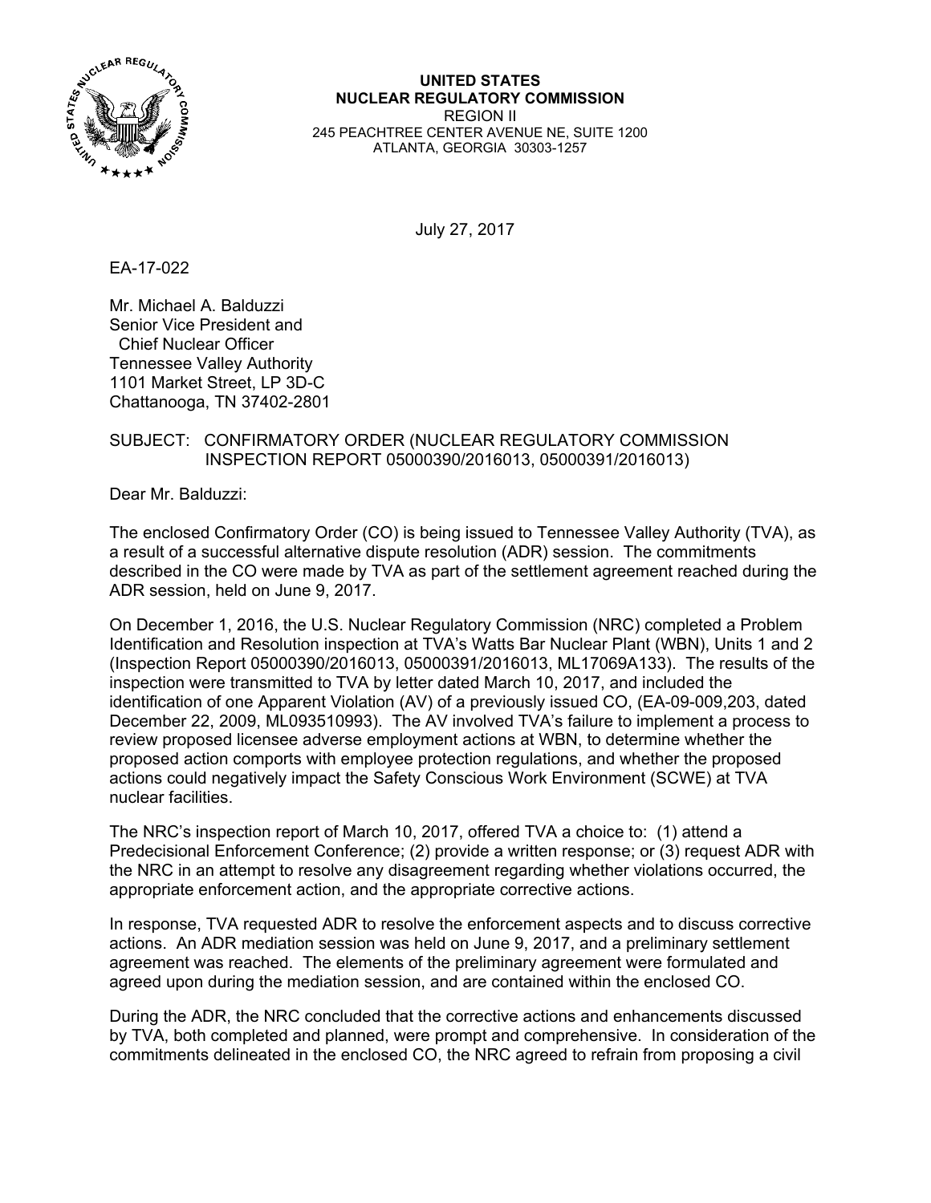**UNITED STATES**
**NUCLEAR REGULATORY COMMISSION**
REGION II
245 PEACHTREE CENTER AVENUE NE, SUITE 1200
ATLANTA, GEORGIA 30303-1257

July 27, 2017

EA-17-022

Mr. Michael A. Balduzzi
Senior Vice President and
Chief Nuclear Officer
Tennessee Valley Authority
1101 Market Street, LP 3D-C
Chattanooga, TN 37402-2801

SUBJECT: CONFIRMATORY ORDER (NUCLEAR REGULATORY COMMISSION INSPECTION REPORT 05000390/2016013, 05000391/2016013)

Dear Mr. Balduzzi:

The enclosed Confirmatory Order (CO) is being issued to Tennessee Valley Authority (TVA), as a result of a successful alternative dispute resolution (ADR) session. The commitments described in the CO were made by TVA as part of the settlement agreement reached during the ADR session, held on June 9, 2017.

On December 1, 2016, the U.S. Nuclear Regulatory Commission (NRC) completed a Problem Identification and Resolution inspection at TVA's Watts Bar Nuclear Plant (WBN), Units 1 and 2 (Inspection Report 05000390/2016013, 05000391/2016013, ML17069A133). The results of the inspection were transmitted to TVA by letter dated March 10, 2017, and included the identification of one Apparent Violation (AV) of a previously issued CO, (EA-09-009,203, dated December 22, 2009, ML093510993). The AV involved TVA's failure to implement a process to review proposed licensee adverse employment actions at WBN, to determine whether the proposed action comports with employee protection regulations, and whether the proposed actions could negatively impact the Safety Conscious Work Environment (SCWE) at TVA nuclear facilities.

The NRC's inspection report of March 10, 2017, offered TVA a choice to: (1) attend a Predecisional Enforcement Conference; (2) provide a written response; or (3) request ADR with the NRC in an attempt to resolve any disagreement regarding whether violations occurred, the appropriate enforcement action, and the appropriate corrective actions.

In response, TVA requested ADR to resolve the enforcement aspects and to discuss corrective actions. An ADR mediation session was held on June 9, 2017, and a preliminary settlement agreement was reached. The elements of the preliminary agreement were formulated and agreed upon during the mediation session, and are contained within the enclosed CO.

During the ADR, the NRC concluded that the corrective actions and enhancements discussed by TVA, both completed and planned, were prompt and comprehensive. In consideration of the commitments delineated in the enclosed CO, the NRC agreed to refrain from proposing a civil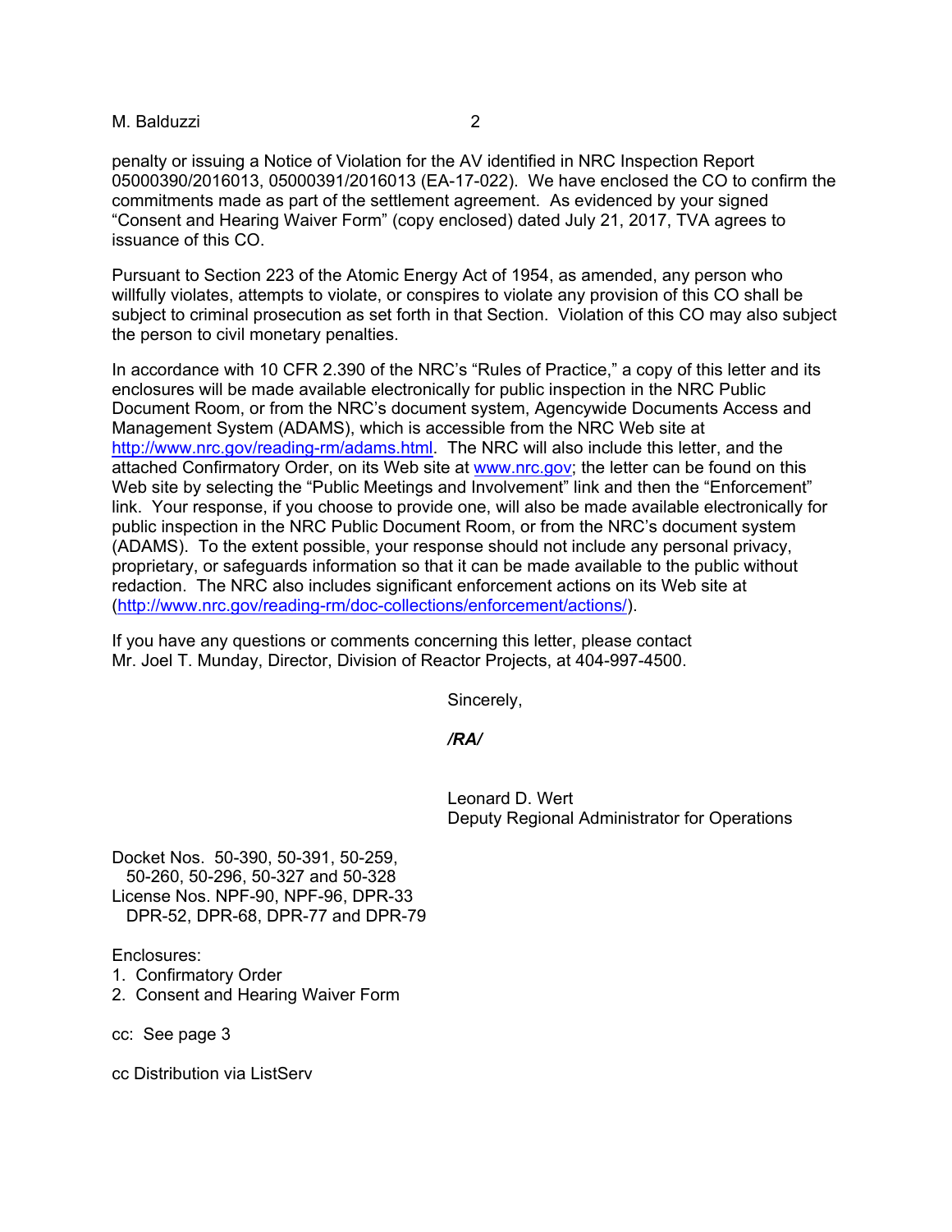penalty or issuing a Notice of Violation for the AV identified in NRC Inspection Report 05000390/2016013, 05000391/2016013 (EA-17-022). We have enclosed the CO to confirm the commitments made as part of the settlement agreement. As evidenced by your signed "Consent and Hearing Waiver Form" (copy enclosed) dated July 21, 2017, TVA agrees to issuance of this CO.

Pursuant to Section 223 of the Atomic Energy Act of 1954, as amended, any person who willfully violates, attempts to violate, or conspires to violate any provision of this CO shall be subject to criminal prosecution as set forth in that Section. Violation of this CO may also subject the person to civil monetary penalties.

In accordance with 10 CFR 2.390 of the NRC's "Rules of Practice," a copy of this letter and its enclosures will be made available electronically for public inspection in the NRC Public Document Room, or from the NRC's document system, Agencywide Documents Access and Management System (ADAMS), which is accessible from the NRC Web site at http://www.nrc.gov/reading-rm/adams.html. The NRC will also include this letter, and the attached Confirmatory Order, on its Web site at www.nrc.gov; the letter can be found on this Web site by selecting the "Public Meetings and Involvement" link and then the "Enforcement" link. Your response, if you choose to provide one, will also be made available electronically for public inspection in the NRC Public Document Room, or from the NRC's document system (ADAMS). To the extent possible, your response should not include any personal privacy, proprietary, or safeguards information so that it can be made available to the public without redaction. The NRC also includes significant enforcement actions on its Web site at (http://www.nrc.gov/reading-rm/doc-collections/enforcement/actions/).

If you have any questions or comments concerning this letter, please contact Mr. Joel T. Munday, Director, Division of Reactor Projects, at 404-997-4500.

Sincerely,

***/RA/***

Leonard D. Wert
Deputy Regional Administrator for Operations

Docket Nos. 50-390, 50-391, 50-259,
50-260, 50-296, 50-327 and 50-328
License Nos. NPF-90, NPF-96, DPR-33
DPR-52, DPR-68, DPR-77 and DPR-79

Enclosures:
1. Confirmatory Order
2. Consent and Hearing Waiver Form

cc: See page 3

cc Distribution via ListServ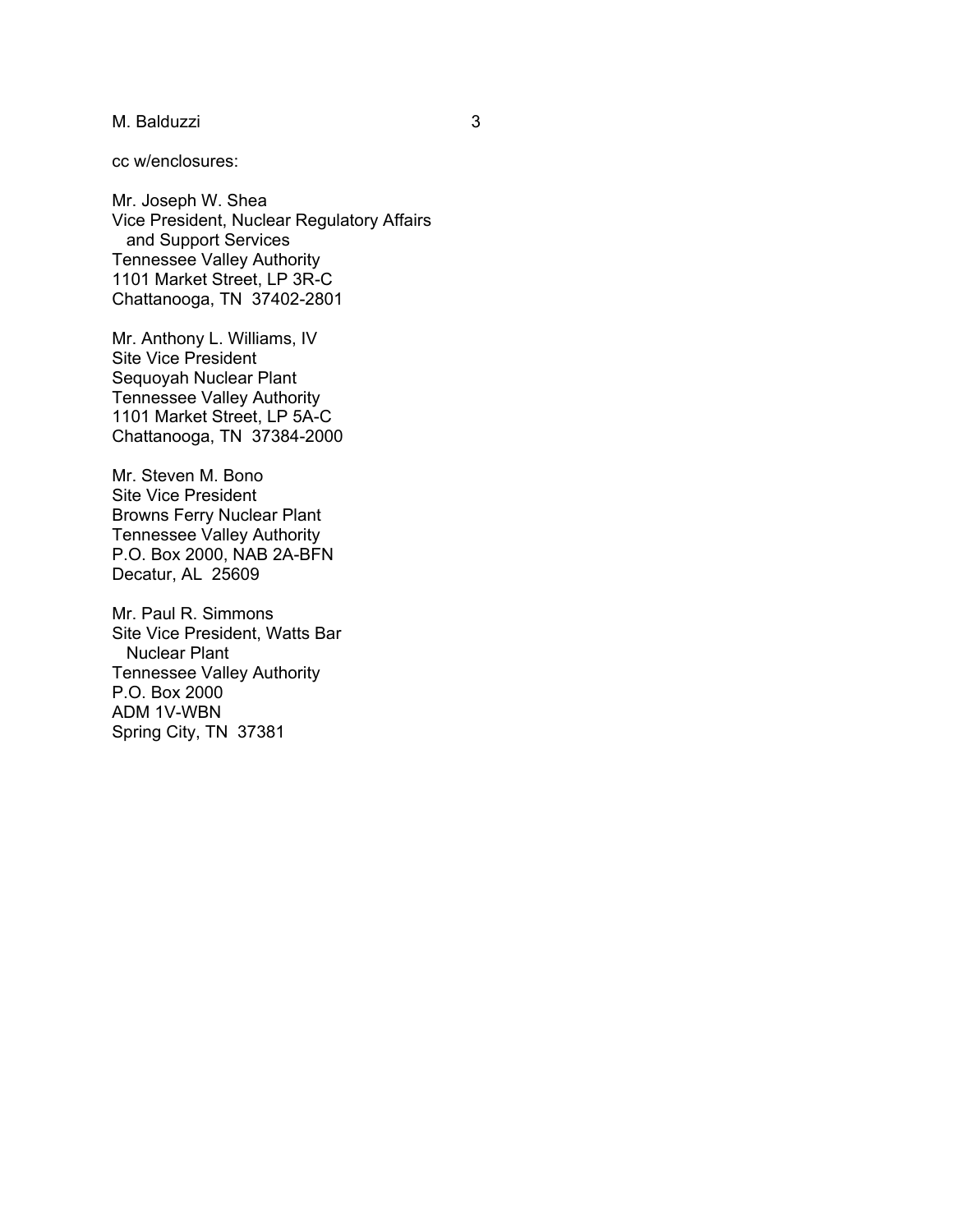cc w/enclosures:

Mr. Joseph W. Shea
Vice President, Nuclear Regulatory Affairs
and Support Services
Tennessee Valley Authority
1101 Market Street, LP 3R-C
Chattanooga, TN 37402-2801

Mr. Anthony L. Williams, IV
Site Vice President
Sequoyah Nuclear Plant
Tennessee Valley Authority
1101 Market Street, LP 5A-C
Chattanooga, TN 37384-2000

Mr. Steven M. Bono
Site Vice President
Browns Ferry Nuclear Plant
Tennessee Valley Authority
P.O. Box 2000, NAB 2A-BFN
Decatur, AL 25609

Mr. Paul R. Simmons
Site Vice President, Watts Bar
Nuclear Plant
Tennessee Valley Authority
P.O. Box 2000
ADM 1V-WBN
Spring City, TN 37381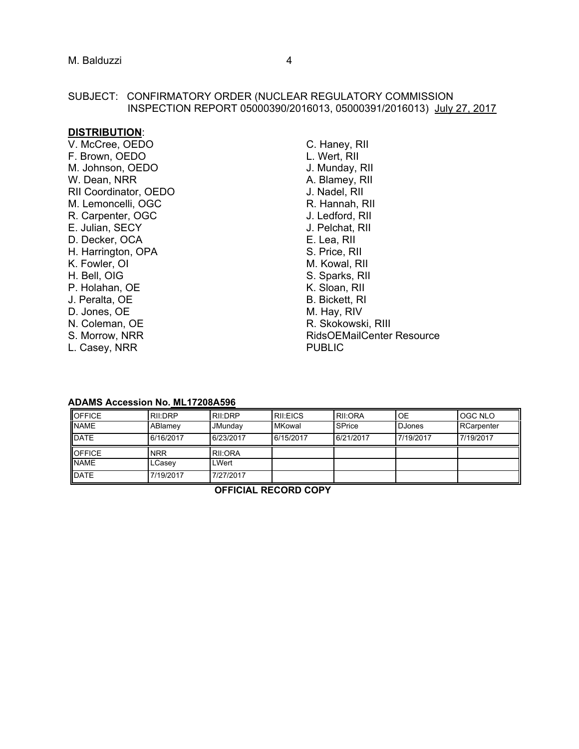SUBJECT: CONFIRMATORY ORDER (NUCLEAR REGULATORY COMMISSION INSPECTION REPORT 05000390/2016013, 05000391/2016013) July 27, 2017

**DISTRIBUTION**:

V. McCree, OEDO
F. Brown, OEDO
M. Johnson, OEDO
W. Dean, NRR
RII Coordinator, OEDO
M. Lemoncelli, OGC
R. Carpenter, OGC
E. Julian, SECY
D. Decker, OCA
H. Harrington, OPA
K. Fowler, OI
H. Bell, OIG
P. Holahan, OE
J. Peralta, OE
D. Jones, OE
N. Coleman, OE
S. Morrow, NRR
L. Casey, NRR
C. Haney, RII
L. Wert, RII
J. Munday, RII
A. Blamey, RII
J. Nadel, RII
R. Hannah, RII
J. Ledford, RII
J. Pelchat, RII
E. Lea, RII
S. Price, RII
M. Kowal, RII
S. Sparks, RII
K. Sloan, RII
B. Bickett, RI
M. Hay, RIV
R. Skokowski, RIII
RidsOEMailCenter Resource
PUBLIC

**ADAMS Accession No. ML17208A596**

| OFFICE | RII:DRP | RII:DRP | RII:EICS | RII:ORA | OE | OGC NLO |
|---|---|---|---|---|---|---|
| NAME | ABlamey | JMunday | MKowal | SPrice | DJones | RCarpenter |
| DATE | 6/16/2017 | 6/23/2017 | 6/15/2017 | 6/21/2017 | 7/19/2017 | 7/19/2017 |
| OFFICE | NRR | RII:ORA | | | | |
| NAME | LCasey | LWert | | | | |
| DATE | 7/19/2017 | 7/27/2017 | | | | |

**OFFICIAL RECORD COPY**